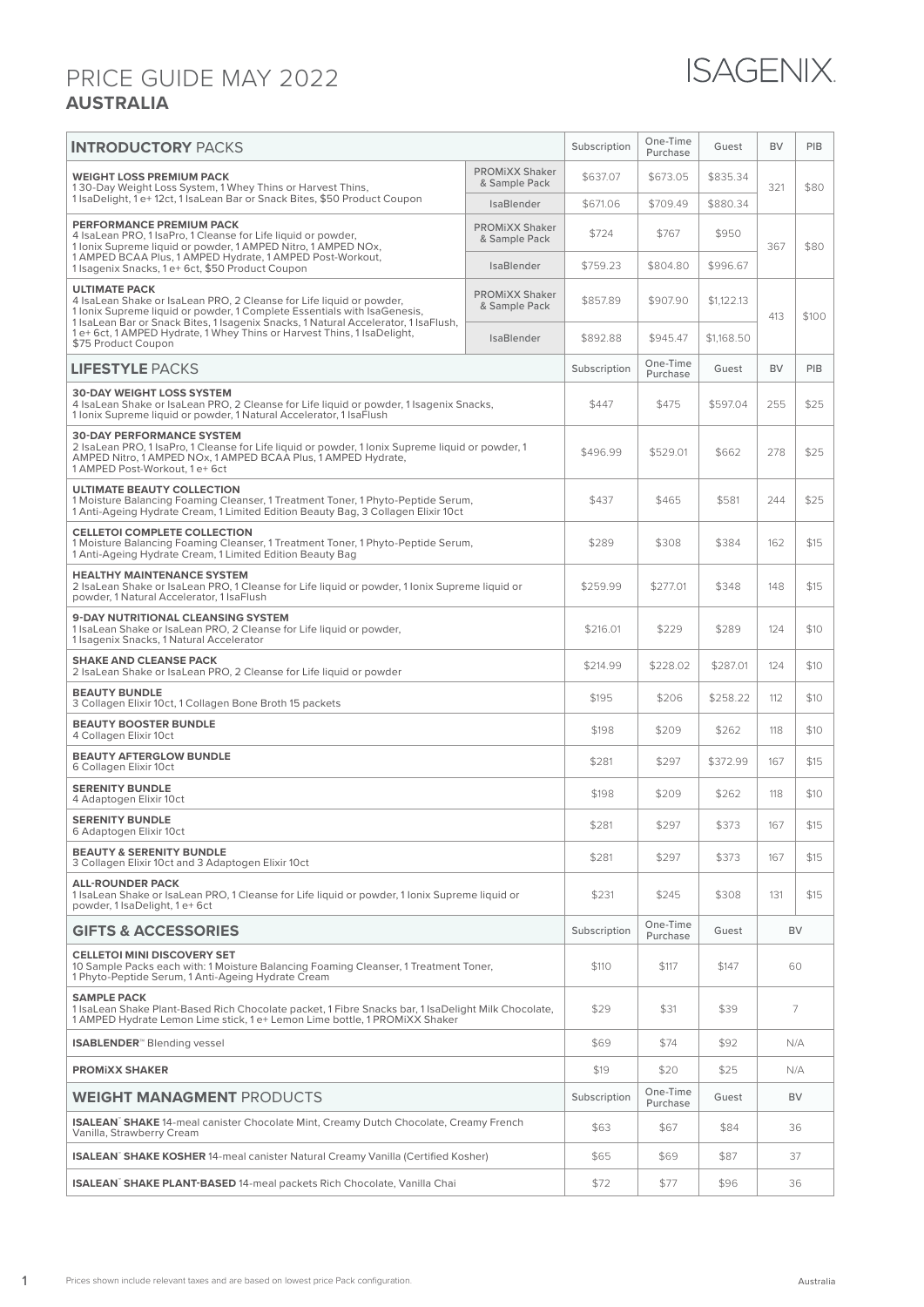# PRICE GUIDE MAY 2022

## AUSTRALIA

ISAGENIX

| **INTRODUCTORY** PACKS | | Subscription | One-Time Purchase | Guest | BV | PIB |
|---|---|---|---|---|---|---|
| **WEIGHT LOSS PREMIUM PACK** 1 30-Day Weight Loss System, 1 Whey Thins or Harvest Thins, 1 IsaDelight, 1 e+ 12ct, 1 IsaLean Bar or Snack Bites, $50 Product Coupon | PROMiXX Shaker & Sample Pack | $637.07 | $673.05 | $835.34 | 321 | $80 |
| | IsaBlender | $671.06 | $709.49 | $880.34 | | |
| **PERFORMANCE PREMIUM PACK** 4 IsaLean PRO, 1 IsaPro, 1 Cleanse for Life liquid or powder, 1 Ionix Supreme liquid or powder, 1 AMPED Nitro, 1 AMPED NOx, 1 AMPED BCAA Plus, 1 AMPED Hydrate, 1 AMPED Post-Workout, 1 Isagenix Snacks, 1 e+ 6ct, $50 Product Coupon | PROMiXX Shaker & Sample Pack | $724 | $767 | $950 | 367 | $80 |
| | IsaBlender | $759.23 | $804.80 | $996.67 | | |
| **ULTIMATE PACK** 4 IsaLean Shake or IsaLean PRO, 2 Cleanse for Life liquid or powder, 1 Ionix Supreme liquid or powder, 1 Complete Essentials with IsaGenesis, 1 IsaLean Bar or Snack Bites, 1 Isagenix Snacks, 1 Natural Accelerator, 1 IsaFlush, 1 e+ 6ct, 1 AMPED Hydrate, 1 Whey Thins or Harvest Thins, 1 IsaDelight, $75 Product Coupon | PROMiXX Shaker & Sample Pack | $857.89 | $907.90 | $1,122.13 | 413 | $100 |
| | IsaBlender | $892.88 | $945.47 | $1,168.50 | | |

| **LIFESTYLE** PACKS | Subscription | One-Time Purchase | Guest | BV | PIB |
|---|---|---|---|---|---|
| **30-DAY WEIGHT LOSS SYSTEM** 4 IsaLean Shake or IsaLean PRO, 2 Cleanse for Life liquid or powder, 1 Isagenix Snacks, 1 Ionix Supreme liquid or powder, 1 Natural Accelerator, 1 IsaFlush | $447 | $475 | $597.04 | 255 | $25 |
| **30-DAY PERFORMANCE SYSTEM** 2 IsaLean PRO, 1 IsaPro, 1 Cleanse for Life liquid or powder, 1 Ionix Supreme liquid or powder, 1 AMPED Nitro, 1 AMPED NOx, 1 AMPED BCAA Plus, 1 AMPED Hydrate, 1 AMPED Post-Workout, 1 e+ 6ct | $496.99 | $529.01 | $662 | 278 | $25 |
| **ULTIMATE BEAUTY COLLECTION** 1 Moisture Balancing Foaming Cleanser, 1 Treatment Toner, 1 Phyto-Peptide Serum, 1 Anti-Ageing Hydrate Cream, 1 Limited Edition Beauty Bag, 3 Collagen Elixir 10ct | $437 | $465 | $581 | 244 | $25 |
| **CELLETOI COMPLETE COLLECTION** 1 Moisture Balancing Foaming Cleanser, 1 Treatment Toner, 1 Phyto-Peptide Serum, 1 Anti-Ageing Hydrate Cream, 1 Limited Edition Beauty Bag | $289 | $308 | $384 | 162 | $15 |
| **HEALTHY MAINTENANCE SYSTEM** 2 IsaLean Shake or IsaLean PRO, 1 Cleanse for Life liquid or powder, 1 Ionix Supreme liquid or powder, 1 Natural Accelerator, 1 IsaFlush | $259.99 | $277.01 | $348 | 148 | $15 |
| **9-DAY NUTRITIONAL CLEANSING SYSTEM** 1 IsaLean Shake or IsaLean PRO, 2 Cleanse for Life liquid or powder, 1 Isagenix Snacks, 1 Natural Accelerator | $216.01 | $229 | $289 | 124 | $10 |
| **SHAKE AND CLEANSE PACK** 2 IsaLean Shake or IsaLean PRO, 2 Cleanse for Life liquid or powder | $214.99 | $228.02 | $287.01 | 124 | $10 |
| **BEAUTY BUNDLE** 3 Collagen Elixir 10ct, 1 Collagen Bone Broth 15 packets | $195 | $206 | $258.22 | 112 | $10 |
| **BEAUTY BOOSTER BUNDLE** 4 Collagen Elixir 10ct | $198 | $209 | $262 | 118 | $10 |
| **BEAUTY AFTERGLOW BUNDLE** 6 Collagen Elixir 10ct | $281 | $297 | $372.99 | 167 | $15 |
| **SERENITY BUNDLE** 4 Adaptogen Elixir 10ct | $198 | $209 | $262 | 118 | $10 |
| **SERENITY BUNDLE** 6 Adaptogen Elixir 10ct | $281 | $297 | $373 | 167 | $15 |
| **BEAUTY & SERENITY BUNDLE** 3 Collagen Elixir 10ct and 3 Adaptogen Elixir 10ct | $281 | $297 | $373 | 167 | $15 |
| **ALL-ROUNDER PACK** 1 IsaLean Shake or IsaLean PRO, 1 Cleanse for Life liquid or powder, 1 Ionix Supreme liquid or powder, 1 IsaDelight, 1 e+ 6ct | $231 | $245 | $308 | 131 | $15 |

| **GIFTS & ACCESSORIES** | Subscription | One-Time Purchase | Guest | BV |
|---|---|---|---|---|
| **CELLETOI MINI DISCOVERY SET** 10 Sample Packs each with: 1 Moisture Balancing Foaming Cleanser, 1 Treatment Toner, 1 Phyto-Peptide Serum, 1 Anti-Ageing Hydrate Cream | $110 | $117 | $147 | 60 |
| **SAMPLE PACK** 1 IsaLean Shake Plant-Based Rich Chocolate packet, 1 Fibre Snacks bar, 1 IsaDelight Milk Chocolate, 1 AMPED Hydrate Lemon Lime stick, 1 e+ Lemon Lime bottle, 1 PROMiXX Shaker | $29 | $31 | $39 | 7 |
| **ISABLENDER**™ Blending vessel | $69 | $74 | $92 | N/A |
| **PROMiXX SHAKER** | $19 | $20 | $25 | N/A |

| **WEIGHT MANAGMENT** PRODUCTS | Subscription | One-Time Purchase | Guest | BV |
|---|---|---|---|---|
| **ISALEAN**™ **SHAKE** 14-meal canister Chocolate Mint, Creamy Dutch Chocolate, Creamy French Vanilla, Strawberry Cream | $63 | $67 | $84 | 36 |
| **ISALEAN**™ **SHAKE KOSHER** 14-meal canister Natural Creamy Vanilla (Certified Kosher) | $65 | $69 | $87 | 37 |
| **ISALEAN**™ **SHAKE PLANT-BASED** 14-meal packets Rich Chocolate, Vanilla Chai | $72 | $77 | $96 | 36 |

Prices shown include relevant taxes and are based on lowest price Pack configuration.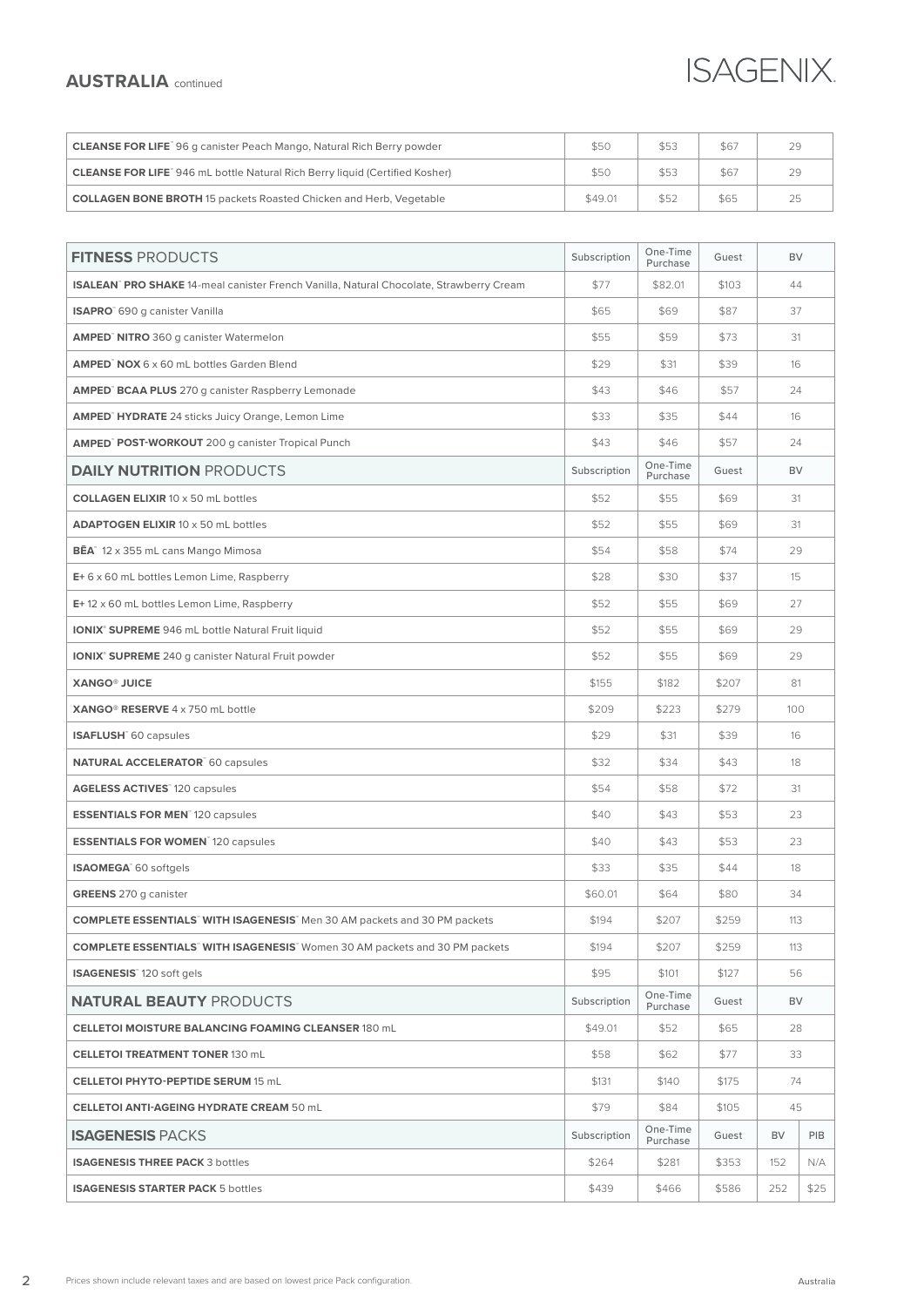## AUSTRALIA continued

| | | | | |
|---|---|---|---|---|
| **CLEANSE FOR LIFE™** 96 g canister Peach Mango, Natural Rich Berry powder | $50 | $53 | $67 | 29 |
| **CLEANSE FOR LIFE™** 946 mL bottle Natural Rich Berry liquid (Certified Kosher) | $50 | $53 | $67 | 29 |
| **COLLAGEN BONE BROTH** 15 packets Roasted Chicken and Herb, Vegetable | $49.01 | $52 | $65 | 25 |

| **FITNESS** PRODUCTS | Subscription | One-Time Purchase | Guest | BV | |
|---|---|---|---|---|---|
| **ISALEAN™ PRO SHAKE** 14-meal canister French Vanilla, Natural Chocolate, Strawberry Cream | $77 | $82.01 | $103 | 44 | |
| **ISAPRO™** 690 g canister Vanilla | $65 | $69 | $87 | 37 | |
| **AMPED™ NITRO** 360 g canister Watermelon | $55 | $59 | $73 | 31 | |
| **AMPED™ NOX** 6 x 60 mL bottles Garden Blend | $29 | $31 | $39 | 16 | |
| **AMPED™ BCAA PLUS** 270 g canister Raspberry Lemonade | $43 | $46 | $57 | 24 | |
| **AMPED™ HYDRATE** 24 sticks Juicy Orange, Lemon Lime | $33 | $35 | $44 | 16 | |
| **AMPED™ POST-WORKOUT** 200 g canister Tropical Punch | $43 | $46 | $57 | 24 | |
| **DAILY NUTRITION** PRODUCTS | Subscription | One-Time Purchase | Guest | BV | |
| **COLLAGEN ELIXIR** 10 x 50 mL bottles | $52 | $55 | $69 | 31 | |
| **ADAPTOGEN ELIXIR** 10 x 50 mL bottles | $52 | $55 | $69 | 31 | |
| **BĒA™** 12 x 355 mL cans Mango Mimosa | $54 | $58 | $74 | 29 | |
| **E+** 6 x 60 mL bottles Lemon Lime, Raspberry | $28 | $30 | $37 | 15 | |
| **E+** 12 x 60 mL bottles Lemon Lime, Raspberry | $52 | $55 | $69 | 27 | |
| **IONIX® SUPREME** 946 mL bottle Natural Fruit liquid | $52 | $55 | $69 | 29 | |
| **IONIX® SUPREME** 240 g canister Natural Fruit powder | $52 | $55 | $69 | 29 | |
| **XANGO® JUICE** | $155 | $182 | $207 | 81 | |
| **XANGO® RESERVE** 4 x 750 mL bottle | $209 | $223 | $279 | 100 | |
| **ISAFLUSH™** 60 capsules | $29 | $31 | $39 | 16 | |
| **NATURAL ACCELERATOR™** 60 capsules | $32 | $34 | $43 | 18 | |
| **AGELESS ACTIVES™** 120 capsules | $54 | $58 | $72 | 31 | |
| **ESSENTIALS FOR MEN™** 120 capsules | $40 | $43 | $53 | 23 | |
| **ESSENTIALS FOR WOMEN™** 120 capsules | $40 | $43 | $53 | 23 | |
| **ISAOMEGA™** 60 softgels | $33 | $35 | $44 | 18 | |
| **GREENS** 270 g canister | $60.01 | $64 | $80 | 34 | |
| **COMPLETE ESSENTIALS™ WITH ISAGENESIS™** Men 30 AM packets and 30 PM packets | $194 | $207 | $259 | 113 | |
| **COMPLETE ESSENTIALS™ WITH ISAGENESIS™** Women 30 AM packets and 30 PM packets | $194 | $207 | $259 | 113 | |
| **ISAGENESIS™** 120 soft gels | $95 | $101 | $127 | 56 | |
| **NATURAL BEAUTY** PRODUCTS | Subscription | One-Time Purchase | Guest | BV | |
| **CELLETOI MOISTURE BALANCING FOAMING CLEANSER** 180 mL | $49.01 | $52 | $65 | 28 | |
| **CELLETOI TREATMENT TONER** 130 mL | $58 | $62 | $77 | 33 | |
| **CELLETOI PHYTO-PEPTIDE SERUM** 15 mL | $131 | $140 | $175 | 74 | |
| **CELLETOI ANTI-AGEING HYDRATE CREAM** 50 mL | $79 | $84 | $105 | 45 | |
| **ISAGENESIS** PACKS | Subscription | One-Time Purchase | Guest | BV | PIB |
| **ISAGENESIS THREE PACK** 3 bottles | $264 | $281 | $353 | 152 | N/A |
| **ISAGENESIS STARTER PACK** 5 bottles | $439 | $466 | $586 | 252 | $25 |

Prices shown include relevant taxes and are based on lowest price Pack configuration.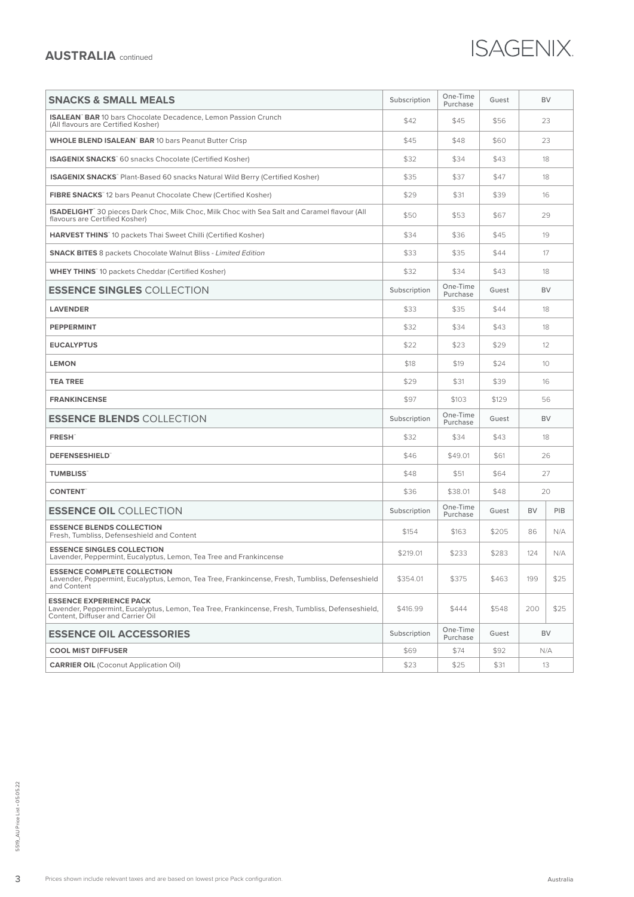## AUSTRALIA continued

| SNACKS & SMALL MEALS | Subscription | One-Time Purchase | Guest | BV | |
|---|---|---|---|---|---|
| **ISALEAN™ BAR** 10 bars Chocolate Decadence, Lemon Passion Crunch (All flavours are Certified Kosher) | $42 | $45 | $56 | 23 | |
| **WHOLE BLEND ISALEAN™ BAR** 10 bars Peanut Butter Crisp | $45 | $48 | $60 | 23 | |
| **ISAGENIX SNACKS™** 60 snacks Chocolate (Certified Kosher) | $32 | $34 | $43 | 18 | |
| **ISAGENIX SNACKS™** Plant-Based 60 snacks Natural Wild Berry (Certified Kosher) | $35 | $37 | $47 | 18 | |
| **FIBRE SNACKS™** 12 bars Peanut Chocolate Chew (Certified Kosher) | $29 | $31 | $39 | 16 | |
| **ISADELIGHT™** 30 pieces Dark Choc, Milk Choc, Milk Choc with Sea Salt and Caramel flavour (All flavours are Certified Kosher) | $50 | $53 | $67 | 29 | |
| **HARVEST THINS™** 10 packets Thai Sweet Chilli (Certified Kosher) | $34 | $36 | $45 | 19 | |
| **SNACK BITES** 8 packets Chocolate Walnut Bliss - *Limited Edition* | $33 | $35 | $44 | 17 | |
| **WHEY THINS™** 10 packets Cheddar (Certified Kosher) | $32 | $34 | $43 | 18 | |
| **ESSENCE SINGLES** COLLECTION | Subscription | One-Time Purchase | Guest | BV | |
| **LAVENDER** | $33 | $35 | $44 | 18 | |
| **PEPPERMINT** | $32 | $34 | $43 | 18 | |
| **EUCALYPTUS** | $22 | $23 | $29 | 12 | |
| **LEMON** | $18 | $19 | $24 | 10 | |
| **TEA TREE** | $29 | $31 | $39 | 16 | |
| **FRANKINCENSE** | $97 | $103 | $129 | 56 | |
| **ESSENCE BLENDS** COLLECTION | Subscription | One-Time Purchase | Guest | BV | |
| **FRESH™** | $32 | $34 | $43 | 18 | |
| **DEFENSESHIELD™** | $46 | $49.01 | $61 | 26 | |
| **TUMBLISS™** | $48 | $51 | $64 | 27 | |
| **CONTENT™** | $36 | $38.01 | $48 | 20 | |
| **ESSENCE OIL** COLLECTION | Subscription | One-Time Purchase | Guest | BV | PIB |
| **ESSENCE BLENDS COLLECTION** Fresh, Tumbliss, Defenseshield and Content | $154 | $163 | $205 | 86 | N/A |
| **ESSENCE SINGLES COLLECTION** Lavender, Peppermint, Eucalyptus, Lemon, Tea Tree and Frankincense | $219.01 | $233 | $283 | 124 | N/A |
| **ESSENCE COMPLETE COLLECTION** Lavender, Peppermint, Eucalyptus, Lemon, Tea Tree, Frankincense, Fresh, Tumbliss, Defenseshield and Content | $354.01 | $375 | $463 | 199 | $25 |
| **ESSENCE EXPERIENCE PACK** Lavender, Peppermint, Eucalyptus, Lemon, Tea Tree, Frankincense, Fresh, Tumbliss, Defenseshield, Content, Diffuser and Carrier Oil | $416.99 | $444 | $548 | 200 | $25 |
| **ESSENCE OIL ACCESSORIES** | Subscription | One-Time Purchase | Guest | BV | |
| **COOL MIST DIFFUSER** | $69 | $74 | $92 | N/A | |
| **CARRIER OIL** (Coconut Application Oil) | $23 | $25 | $31 | 13 | |

Prices shown include relevant taxes and are based on lowest price Pack configuration.